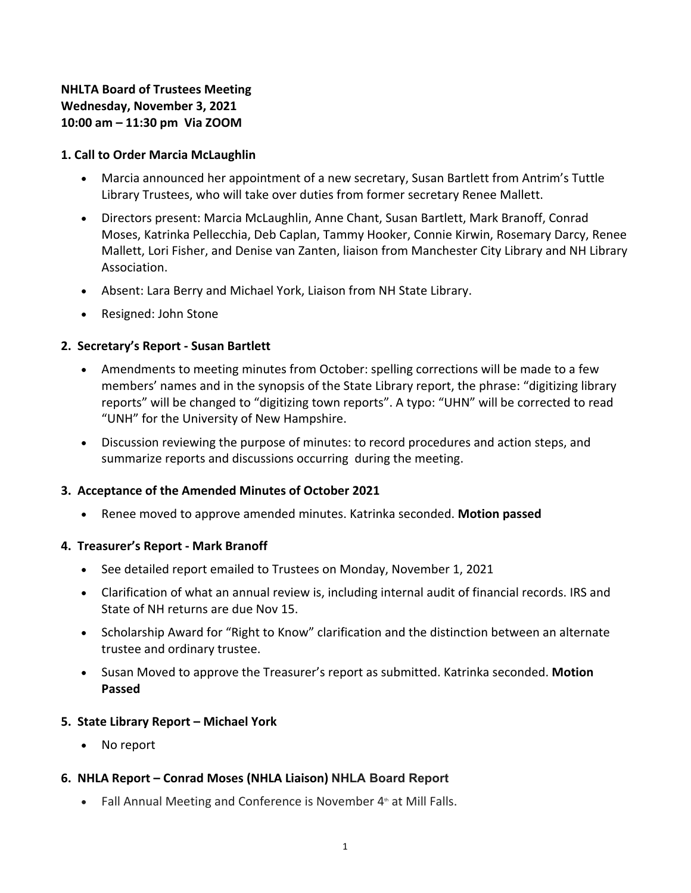**NHLTA Board of Trustees Meeting**
**Wednesday, November 3, 2021**
**10:00 am – 11:30 pm Via ZOOM**

**1. Call to Order Marcia McLaughlin**

- Marcia announced her appointment of a new secretary, Susan Bartlett from Antrim's Tuttle Library Trustees, who will take over duties from former secretary Renee Mallett.
- Directors present: Marcia McLaughlin, Anne Chant, Susan Bartlett, Mark Branoff, Conrad Moses, Katrinka Pellecchia, Deb Caplan, Tammy Hooker, Connie Kirwin, Rosemary Darcy, Renee Mallett, Lori Fisher, and Denise van Zanten, liaison from Manchester City Library and NH Library Association.
- Absent: Lara Berry and Michael York, Liaison from NH State Library.
- Resigned: John Stone

**2. Secretary's Report - Susan Bartlett**

- Amendments to meeting minutes from October: spelling corrections will be made to a few members' names and in the synopsis of the State Library report, the phrase: "digitizing library reports" will be changed to "digitizing town reports". A typo: "UHN" will be corrected to read "UNH" for the University of New Hampshire.
- Discussion reviewing the purpose of minutes: to record procedures and action steps, and summarize reports and discussions occurring during the meeting.

**3. Acceptance of the Amended Minutes of October 2021**

- Renee moved to approve amended minutes. Katrinka seconded. **Motion passed**

**4. Treasurer's Report - Mark Branoff**

- See detailed report emailed to Trustees on Monday, November 1, 2021
- Clarification of what an annual review is, including internal audit of financial records. IRS and State of NH returns are due Nov 15.
- Scholarship Award for "Right to Know" clarification and the distinction between an alternate trustee and ordinary trustee.
- Susan Moved to approve the Treasurer's report as submitted. Katrinka seconded. **Motion Passed**

**5. State Library Report – Michael York**

- No report

**6. NHLA Report – Conrad Moses (NHLA Liaison) NHLA Board Report**

- Fall Annual Meeting and Conference is November 4th at Mill Falls.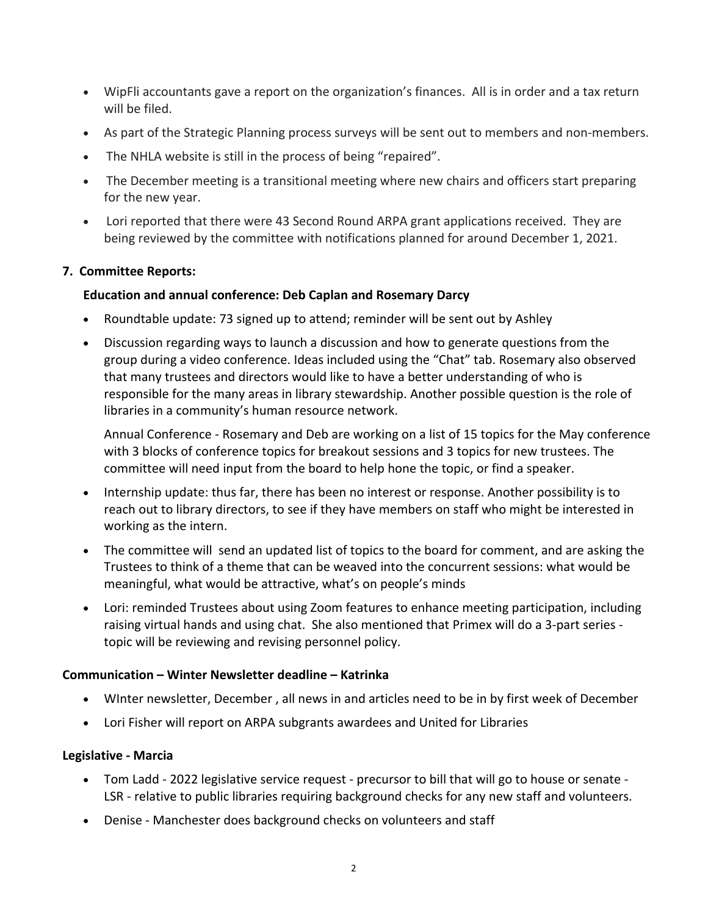- WipFli accountants gave a report on the organization's finances. All is in order and a tax return will be filed.
- As part of the Strategic Planning process surveys will be sent out to members and non-members.
- The NHLA website is still in the process of being "repaired".
- The December meeting is a transitional meeting where new chairs and officers start preparing for the new year.
- Lori reported that there were 43 Second Round ARPA grant applications received. They are being reviewed by the committee with notifications planned for around December 1, 2021.

**7. Committee Reports:**

**Education and annual conference: Deb Caplan and Rosemary Darcy**

- Roundtable update: 73 signed up to attend; reminder will be sent out by Ashley
- Discussion regarding ways to launch a discussion and how to generate questions from the group during a video conference. Ideas included using the "Chat" tab. Rosemary also observed that many trustees and directors would like to have a better understanding of who is responsible for the many areas in library stewardship. Another possible question is the role of libraries in a community's human resource network.

  Annual Conference - Rosemary and Deb are working on a list of 15 topics for the May conference with 3 blocks of conference topics for breakout sessions and 3 topics for new trustees. The committee will need input from the board to help hone the topic, or find a speaker.

- Internship update: thus far, there has been no interest or response. Another possibility is to reach out to library directors, to see if they have members on staff who might be interested in working as the intern.
- The committee will send an updated list of topics to the board for comment, and are asking the Trustees to think of a theme that can be weaved into the concurrent sessions: what would be meaningful, what would be attractive, what's on people's minds
- Lori: reminded Trustees about using Zoom features to enhance meeting participation, including raising virtual hands and using chat. She also mentioned that Primex will do a 3-part series - topic will be reviewing and revising personnel policy.

**Communication – Winter Newsletter deadline – Katrinka**

- WInter newsletter, December , all news in and articles need to be in by first week of December
- Lori Fisher will report on ARPA subgrants awardees and United for Libraries

**Legislative - Marcia**

- Tom Ladd - 2022 legislative service request - precursor to bill that will go to house or senate - LSR - relative to public libraries requiring background checks for any new staff and volunteers.
- Denise - Manchester does background checks on volunteers and staff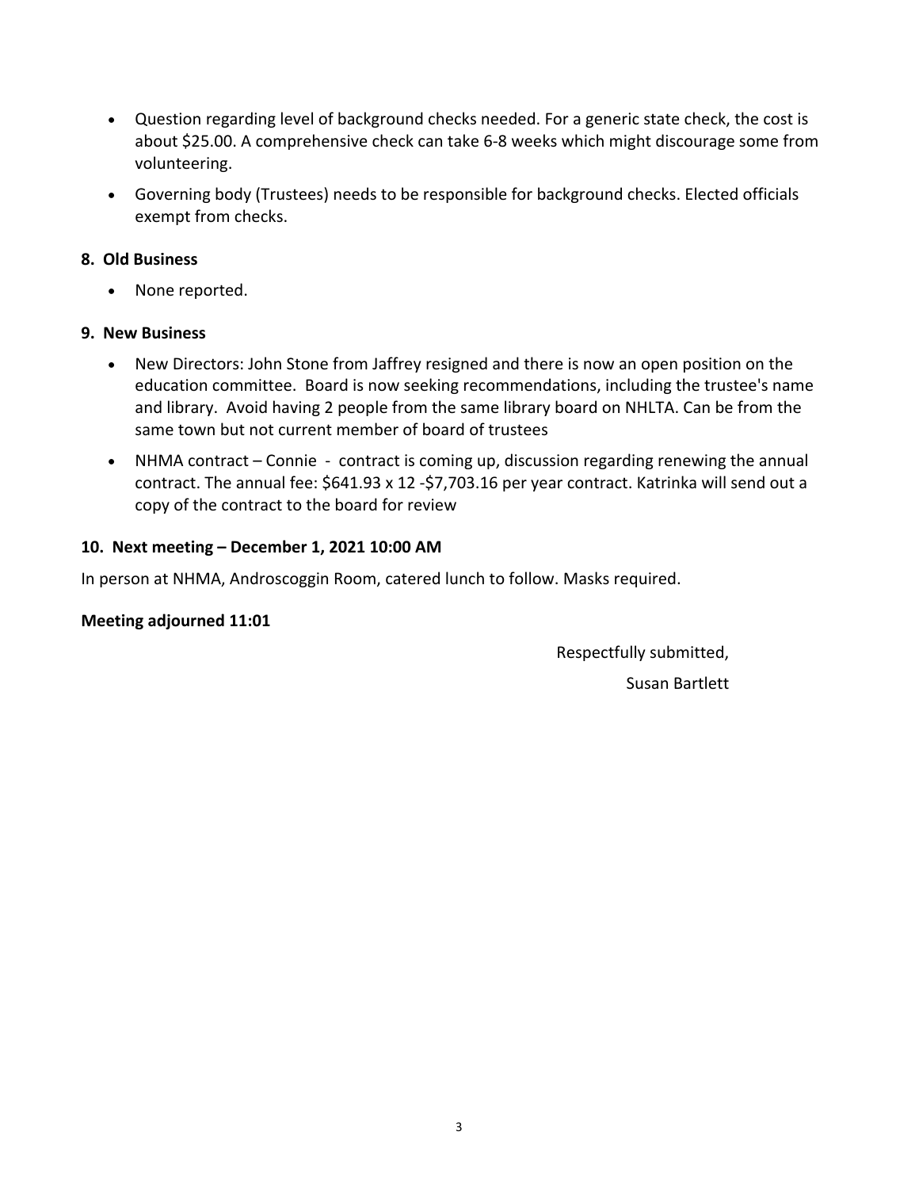- Question regarding level of background checks needed. For a generic state check, the cost is about $25.00. A comprehensive check can take 6-8 weeks which might discourage some from volunteering.
- Governing body (Trustees) needs to be responsible for background checks. Elected officials exempt from checks.

**8. Old Business**

- None reported.

**9. New Business**

- New Directors: John Stone from Jaffrey resigned and there is now an open position on the education committee. Board is now seeking recommendations, including the trustee's name and library. Avoid having 2 people from the same library board on NHLTA. Can be from the same town but not current member of board of trustees
- NHMA contract – Connie - contract is coming up, discussion regarding renewing the annual contract. The annual fee: $641.93 x 12 -$7,703.16 per year contract. Katrinka will send out a copy of the contract to the board for review

**10. Next meeting – December 1, 2021 10:00 AM**

In person at NHMA, Androscoggin Room, catered lunch to follow. Masks required.

**Meeting adjourned 11:01**

Respectfully submitted,

Susan Bartlett